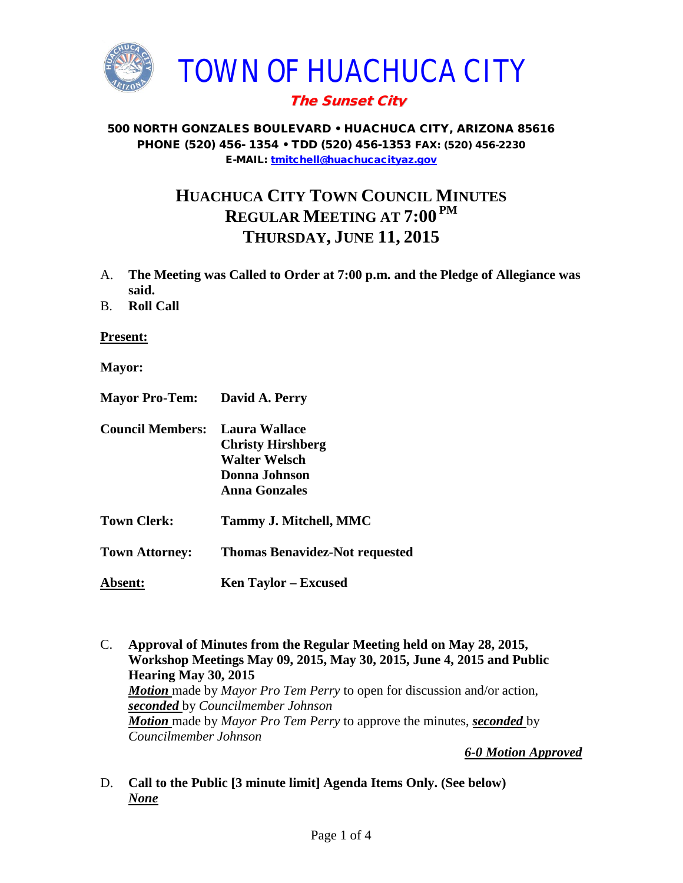# TOWN OF HUACHUCA CITY

***The Sunset City***

**500 NORTH GONZALES BOULEVARD • HUACHUCA CITY, ARIZONA 85616**
**PHONE (520) 456- 1354 • TDD (520) 456-1353 FAX: (520) 456-2230**
**E-MAIL: tmitchell@huachucacityaz.gov**

## HUACHUCA CITY TOWN COUNCIL MINUTES
## REGULAR MEETING AT 7:00 PM
## THURSDAY, JUNE 11, 2015

A. **The Meeting was Called to Order at 7:00 p.m. and the Pledge of Allegiance was said.**

B. **Roll Call**

**Present:**

**Mayor:**

**Mayor Pro-Tem:** **David A. Perry**

**Council Members:** **Laura Wallace**
**Christy Hirshberg**
**Walter Welsch**
**Donna Johnson**
**Anna Gonzales**

**Town Clerk:** **Tammy J. Mitchell, MMC**

**Town Attorney:** **Thomas Benavidez-Not requested**

**Absent:** **Ken Taylor – Excused**

C. **Approval of Minutes from the Regular Meeting held on May 28, 2015, Workshop Meetings May 09, 2015, May 30, 2015, June 4, 2015 and Public Hearing May 30, 2015**
***Motion*** made by *Mayor Pro Tem Perry* to open for discussion and/or action, ***seconded*** by *Councilmember Johnson*
***Motion*** made by *Mayor Pro Tem Perry* to approve the minutes, ***seconded*** by *Councilmember Johnson*

***6-0 Motion Approved***

D. **Call to the Public [3 minute limit] Agenda Items Only. (See below)**
***None***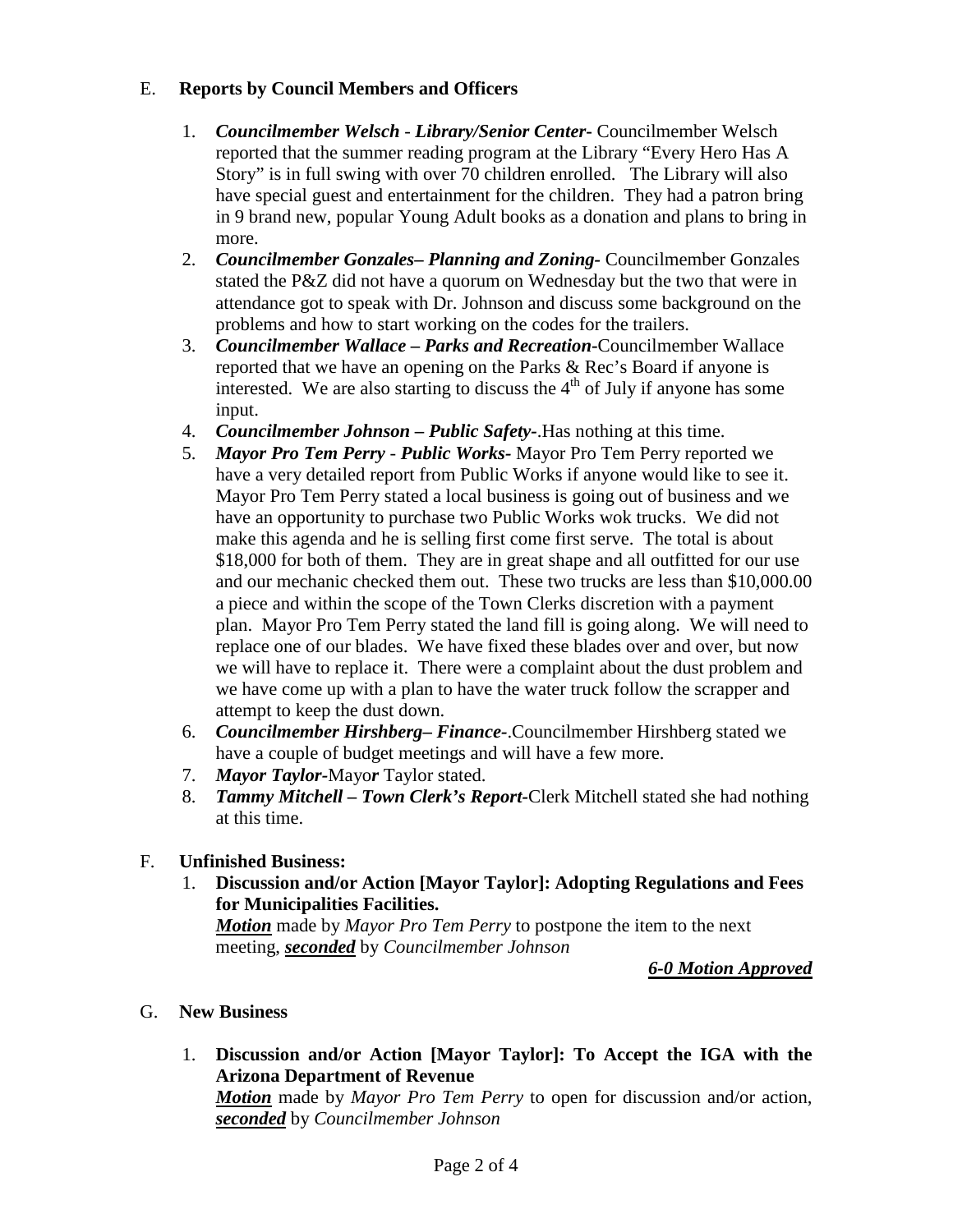E. **Reports by Council Members and Officers**

1. ***Councilmember Welsch* - *Library/Senior Center-*** Councilmember Welsch reported that the summer reading program at the Library "Every Hero Has A Story" is in full swing with over 70 children enrolled. The Library will also have special guest and entertainment for the children. They had a patron bring in 9 brand new, popular Young Adult books as a donation and plans to bring in more.
2. ***Councilmember Gonzales– Planning and Zoning-*** Councilmember Gonzales stated the P&Z did not have a quorum on Wednesday but the two that were in attendance got to speak with Dr. Johnson and discuss some background on the problems and how to start working on the codes for the trailers.
3. ***Councilmember Wallace – Parks and Recreation-***Councilmember Wallace reported that we have an opening on the Parks & Rec's Board if anyone is interested. We are also starting to discuss the 4th of July if anyone has some input.
4. ***Councilmember Johnson – Public Safety-***.Has nothing at this time.
5. ***Mayor Pro Tem Perry* - *Public Works-*** Mayor Pro Tem Perry reported we have a very detailed report from Public Works if anyone would like to see it. Mayor Pro Tem Perry stated a local business is going out of business and we have an opportunity to purchase two Public Works wok trucks. We did not make this agenda and he is selling first come first serve. The total is about $18,000 for both of them. They are in great shape and all outfitted for our use and our mechanic checked them out. These two trucks are less than $10,000.00 a piece and within the scope of the Town Clerks discretion with a payment plan. Mayor Pro Tem Perry stated the land fill is going along. We will need to replace one of our blades. We have fixed these blades over and over, but now we will have to replace it. There were a complaint about the dust problem and we have come up with a plan to have the water truck follow the scrapper and attempt to keep the dust down.
6. ***Councilmember Hirshberg– Finance-***.Councilmember Hirshberg stated we have a couple of budget meetings and will have a few more.
7. ***Mayor Taylor-***Mayo***r*** Taylor stated.
8. ***Tammy Mitchell – Town Clerk's Report-***Clerk Mitchell stated she had nothing at this time.

F. **Unfinished Business:**

1. **Discussion and/or Action [Mayor Taylor]: Adopting Regulations and Fees for Municipalities Facilities.**
   ***Motion*** made by *Mayor Pro Tem Perry* to postpone the item to the next meeting, ***seconded*** by *Councilmember Johnson*

   ***6-0 Motion Approved***

G. **New Business**

1. **Discussion and/or Action [Mayor Taylor]: To Accept the IGA with the Arizona Department of Revenue**
   ***Motion*** made by *Mayor Pro Tem Perry* to open for discussion and/or action, ***seconded*** by *Councilmember Johnson*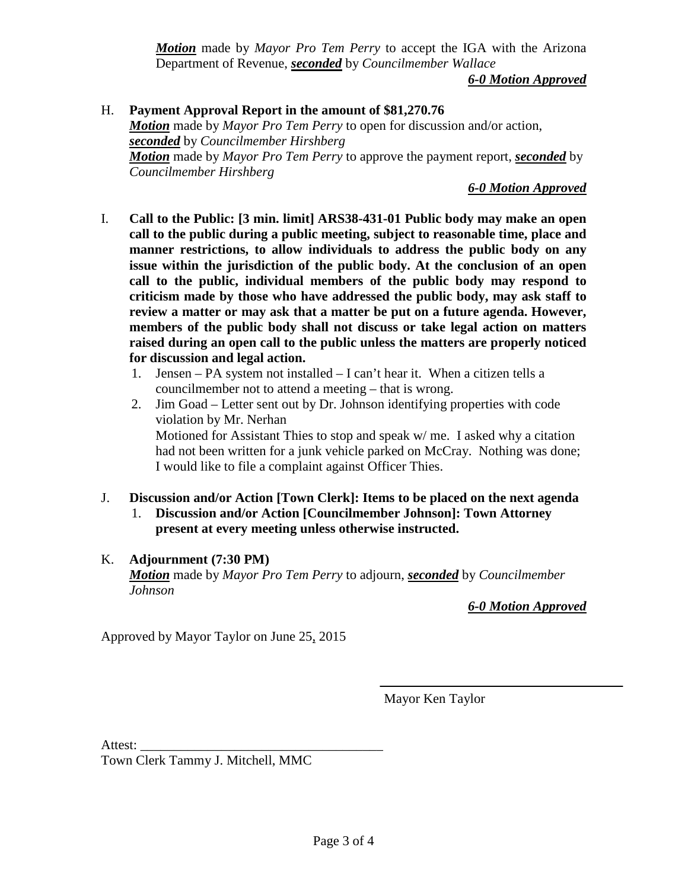***Motion*** made by *Mayor Pro Tem Perry* to accept the IGA with the Arizona Department of Revenue, ***seconded*** by *Councilmember Wallace*

***6-0 Motion Approved***

H. **Payment Approval Report in the amount of $81,270.76**

***Motion*** made by *Mayor Pro Tem Perry* to open for discussion and/or action, ***seconded*** by *Councilmember Hirshberg*

***Motion*** made by *Mayor Pro Tem Perry* to approve the payment report, ***seconded*** by *Councilmember Hirshberg*

***6-0 Motion Approved***

I. **Call to the Public: [3 min. limit] ARS38-431-01 Public body may make an open call to the public during a public meeting, subject to reasonable time, place and manner restrictions, to allow individuals to address the public body on any issue within the jurisdiction of the public body. At the conclusion of an open call to the public, individual members of the public body may respond to criticism made by those who have addressed the public body, may ask staff to review a matter or may ask that a matter be put on a future agenda. However, members of the public body shall not discuss or take legal action on matters raised during an open call to the public unless the matters are properly noticed for discussion and legal action.**

1. Jensen – PA system not installed – I can't hear it. When a citizen tells a councilmember not to attend a meeting – that is wrong.
2. Jim Goad – Letter sent out by Dr. Johnson identifying properties with code violation by Mr. Nerhan
   Motioned for Assistant Thies to stop and speak w/ me. I asked why a citation had not been written for a junk vehicle parked on McCray. Nothing was done; I would like to file a complaint against Officer Thies.

J. **Discussion and/or Action [Town Clerk]: Items to be placed on the next agenda**

1. **Discussion and/or Action [Councilmember Johnson]: Town Attorney present at every meeting unless otherwise instructed.**

K. **Adjournment (7:30 PM)**

***Motion*** made by *Mayor Pro Tem Perry* to adjourn, ***seconded*** by *Councilmember Johnson*

***6-0 Motion Approved***

Approved by Mayor Taylor on June 25, 2015

\_\_\_\_\_\_\_\_\_\_\_\_\_\_\_\_\_\_\_\_\_\_\_\_\_\_\_\_\_\_\_\_\_\_\_\_

Mayor Ken Taylor

Attest: \_\_\_\_\_\_\_\_\_\_\_\_\_\_\_\_\_\_\_\_\_\_\_\_\_\_\_\_\_\_\_\_\_\_\_\_

Town Clerk Tammy J. Mitchell, MMC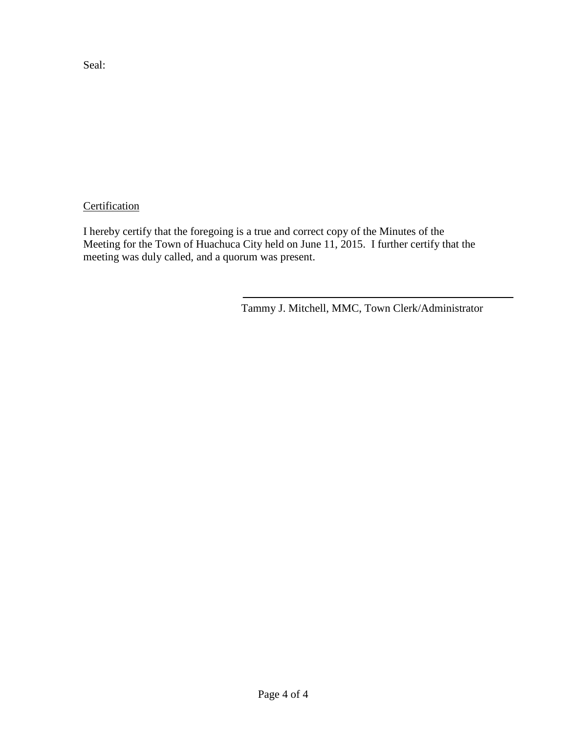Seal:

<u>Certification</u>

I hereby certify that the foregoing is a true and correct copy of the Minutes of the Meeting for the Town of Huachuca City held on June 11, 2015. I further certify that the meeting was duly called, and a quorum was present.

\_\_\_\_\_\_\_\_\_\_\_\_\_\_\_\_\_\_\_\_\_\_\_\_\_\_\_\_\_\_\_\_\_\_\_\_\_\_\_\_\_\_\_\_

Tammy J. Mitchell, MMC, Town Clerk/Administrator